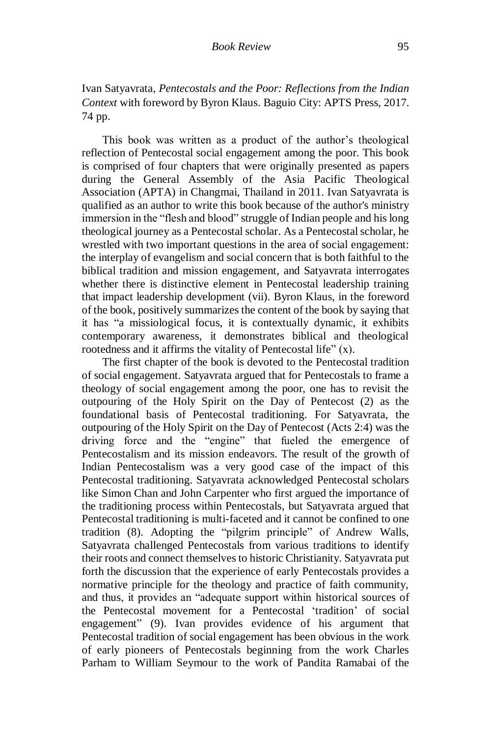Ivan Satyavrata, *Pentecostals and the Poor: Reflections from the Indian Context* with foreword by Byron Klaus. Baguio City: APTS Press, 2017. 74 pp.

This book was written as a product of the author's theological reflection of Pentecostal social engagement among the poor. This book is comprised of four chapters that were originally presented as papers during the General Assembly of the Asia Pacific Theological Association (APTA) in Changmai, Thailand in 2011. Ivan Satyavrata is qualified as an author to write this book because of the author's ministry immersion in the "flesh and blood" struggle of Indian people and his long theological journey as a Pentecostal scholar. As a Pentecostal scholar, he wrestled with two important questions in the area of social engagement: the interplay of evangelism and social concern that is both faithful to the biblical tradition and mission engagement, and Satyavrata interrogates whether there is distinctive element in Pentecostal leadership training that impact leadership development (vii). Byron Klaus, in the foreword of the book, positively summarizes the content of the book by saying that it has "a missiological focus, it is contextually dynamic, it exhibits contemporary awareness, it demonstrates biblical and theological rootedness and it affirms the vitality of Pentecostal life" (x).

The first chapter of the book is devoted to the Pentecostal tradition of social engagement. Satyavrata argued that for Pentecostals to frame a theology of social engagement among the poor, one has to revisit the outpouring of the Holy Spirit on the Day of Pentecost (2) as the foundational basis of Pentecostal traditioning. For Satyavrata, the outpouring of the Holy Spirit on the Day of Pentecost (Acts 2:4) was the driving force and the "engine" that fueled the emergence of Pentecostalism and its mission endeavors. The result of the growth of Indian Pentecostalism was a very good case of the impact of this Pentecostal traditioning. Satyavrata acknowledged Pentecostal scholars like Simon Chan and John Carpenter who first argued the importance of the traditioning process within Pentecostals, but Satyavrata argued that Pentecostal traditioning is multi-faceted and it cannot be confined to one tradition (8). Adopting the "pilgrim principle" of Andrew Walls, Satyavrata challenged Pentecostals from various traditions to identify their roots and connect themselves to historic Christianity. Satyavrata put forth the discussion that the experience of early Pentecostals provides a normative principle for the theology and practice of faith community, and thus, it provides an "adequate support within historical sources of the Pentecostal movement for a Pentecostal 'tradition' of social engagement" (9). Ivan provides evidence of his argument that Pentecostal tradition of social engagement has been obvious in the work of early pioneers of Pentecostals beginning from the work Charles Parham to William Seymour to the work of Pandita Ramabai of the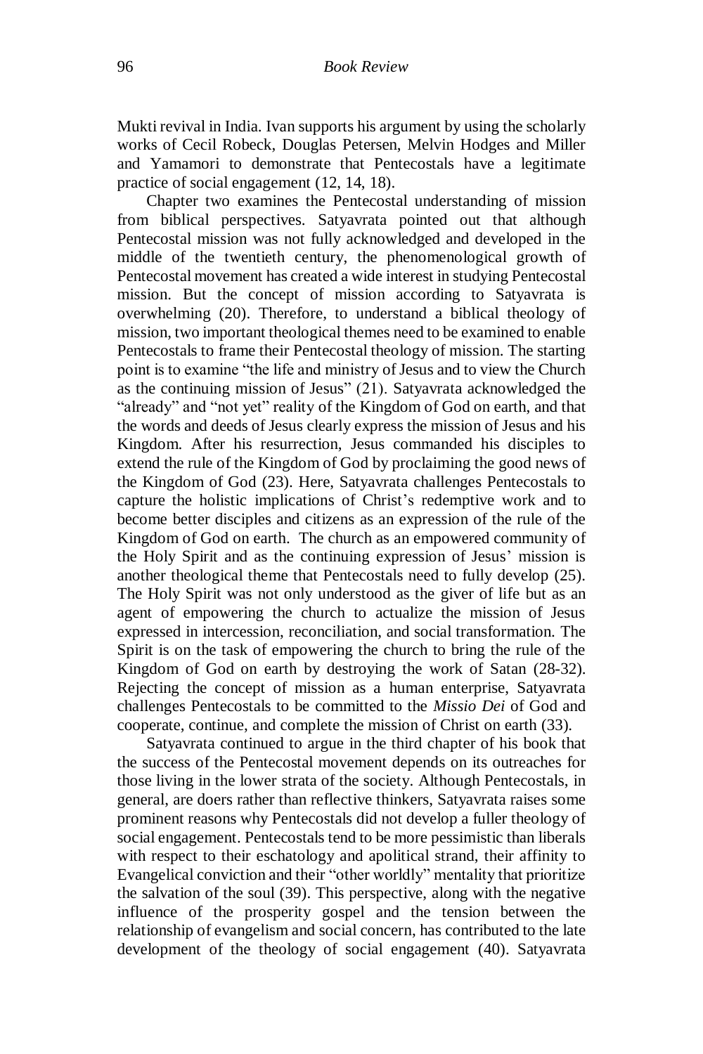Mukti revival in India. Ivan supports his argument by using the scholarly works of Cecil Robeck, Douglas Petersen, Melvin Hodges and Miller and Yamamori to demonstrate that Pentecostals have a legitimate practice of social engagement (12, 14, 18).

Chapter two examines the Pentecostal understanding of mission from biblical perspectives. Satyavrata pointed out that although Pentecostal mission was not fully acknowledged and developed in the middle of the twentieth century, the phenomenological growth of Pentecostal movement has created a wide interest in studying Pentecostal mission. But the concept of mission according to Satyavrata is overwhelming (20). Therefore, to understand a biblical theology of mission, two important theological themes need to be examined to enable Pentecostals to frame their Pentecostal theology of mission. The starting point is to examine "the life and ministry of Jesus and to view the Church as the continuing mission of Jesus" (21). Satyavrata acknowledged the "already" and "not yet" reality of the Kingdom of God on earth, and that the words and deeds of Jesus clearly express the mission of Jesus and his Kingdom. After his resurrection, Jesus commanded his disciples to extend the rule of the Kingdom of God by proclaiming the good news of the Kingdom of God (23). Here, Satyavrata challenges Pentecostals to capture the holistic implications of Christ's redemptive work and to become better disciples and citizens as an expression of the rule of the Kingdom of God on earth. The church as an empowered community of the Holy Spirit and as the continuing expression of Jesus' mission is another theological theme that Pentecostals need to fully develop (25). The Holy Spirit was not only understood as the giver of life but as an agent of empowering the church to actualize the mission of Jesus expressed in intercession, reconciliation, and social transformation. The Spirit is on the task of empowering the church to bring the rule of the Kingdom of God on earth by destroying the work of Satan (28-32). Rejecting the concept of mission as a human enterprise, Satyavrata challenges Pentecostals to be committed to the *Missio Dei* of God and cooperate, continue, and complete the mission of Christ on earth (33).

Satyavrata continued to argue in the third chapter of his book that the success of the Pentecostal movement depends on its outreaches for those living in the lower strata of the society. Although Pentecostals, in general, are doers rather than reflective thinkers, Satyavrata raises some prominent reasons why Pentecostals did not develop a fuller theology of social engagement. Pentecostals tend to be more pessimistic than liberals with respect to their eschatology and apolitical strand, their affinity to Evangelical conviction and their "other worldly" mentality that prioritize the salvation of the soul (39). This perspective, along with the negative influence of the prosperity gospel and the tension between the relationship of evangelism and social concern, has contributed to the late development of the theology of social engagement (40). Satyavrata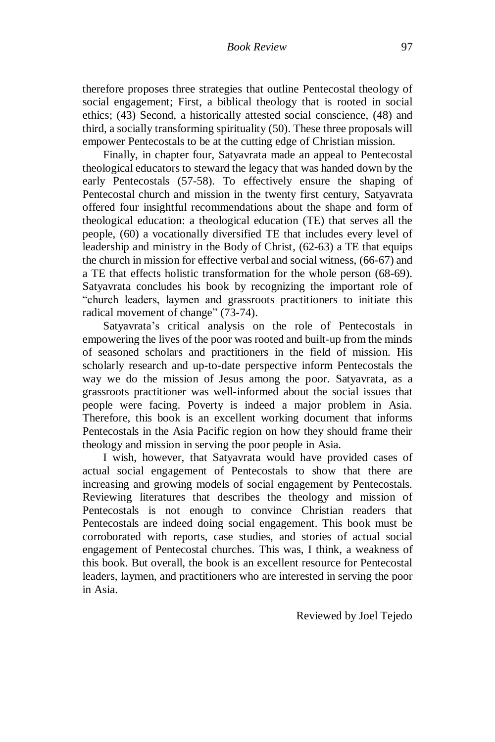therefore proposes three strategies that outline Pentecostal theology of social engagement; First, a biblical theology that is rooted in social ethics; (43) Second, a historically attested social conscience, (48) and third, a socially transforming spirituality (50). These three proposals will empower Pentecostals to be at the cutting edge of Christian mission.

Finally, in chapter four, Satyavrata made an appeal to Pentecostal theological educators to steward the legacy that was handed down by the early Pentecostals (57-58). To effectively ensure the shaping of Pentecostal church and mission in the twenty first century, Satyavrata offered four insightful recommendations about the shape and form of theological education: a theological education (TE) that serves all the people, (60) a vocationally diversified TE that includes every level of leadership and ministry in the Body of Christ, (62-63) a TE that equips the church in mission for effective verbal and social witness, (66-67) and a TE that effects holistic transformation for the whole person (68-69). Satyavrata concludes his book by recognizing the important role of "church leaders, laymen and grassroots practitioners to initiate this radical movement of change" (73-74).

Satyavrata's critical analysis on the role of Pentecostals in empowering the lives of the poor was rooted and built-up from the minds of seasoned scholars and practitioners in the field of mission. His scholarly research and up-to-date perspective inform Pentecostals the way we do the mission of Jesus among the poor. Satyavrata, as a grassroots practitioner was well-informed about the social issues that people were facing. Poverty is indeed a major problem in Asia. Therefore, this book is an excellent working document that informs Pentecostals in the Asia Pacific region on how they should frame their theology and mission in serving the poor people in Asia.

I wish, however, that Satyavrata would have provided cases of actual social engagement of Pentecostals to show that there are increasing and growing models of social engagement by Pentecostals. Reviewing literatures that describes the theology and mission of Pentecostals is not enough to convince Christian readers that Pentecostals are indeed doing social engagement. This book must be corroborated with reports, case studies, and stories of actual social engagement of Pentecostal churches. This was, I think, a weakness of this book. But overall, the book is an excellent resource for Pentecostal leaders, laymen, and practitioners who are interested in serving the poor in Asia.

Reviewed by Joel Tejedo